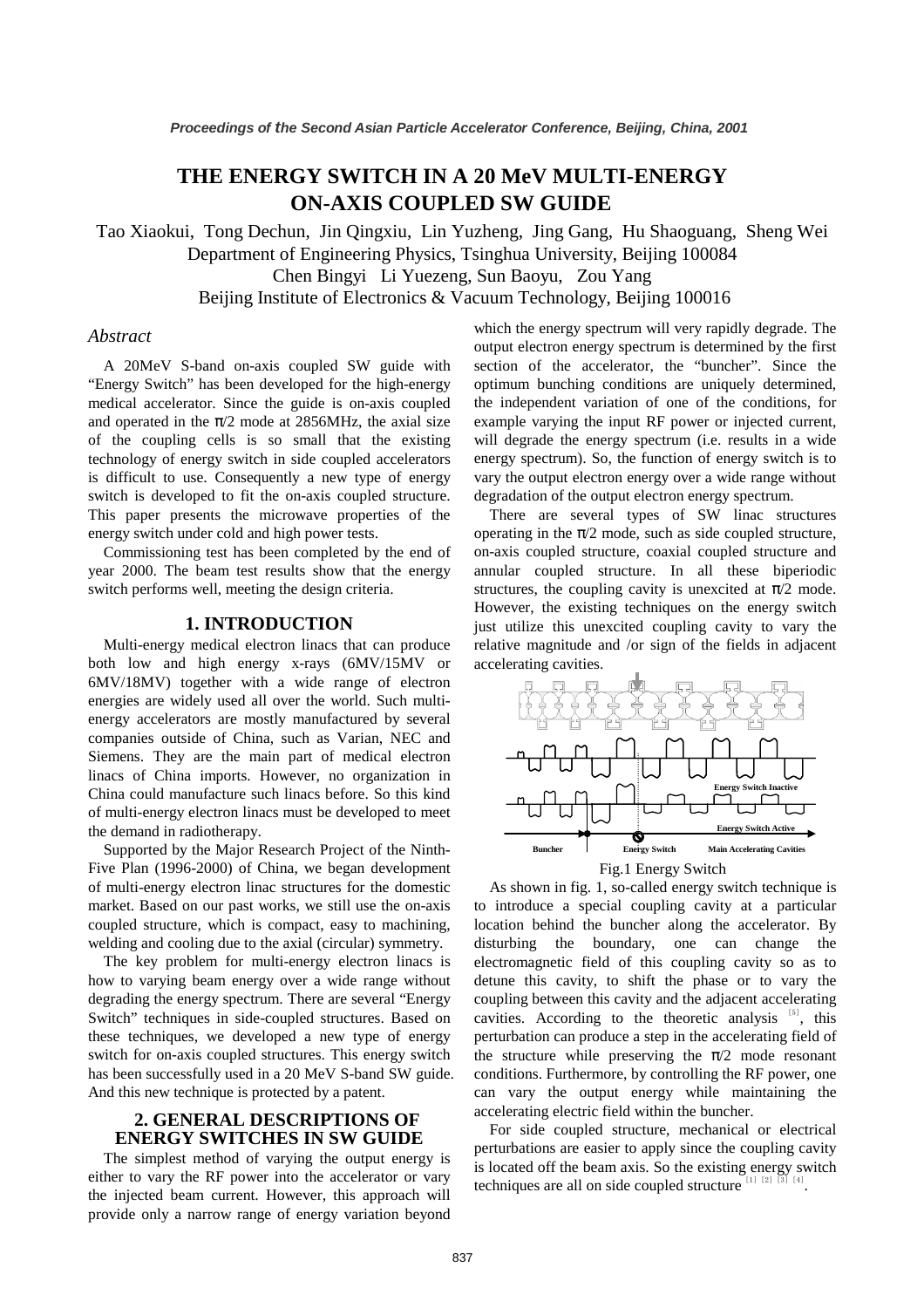# THE ENERGY SWITCH IN A 20 MeV MULTI-ENERGY ON-AXIS COUPLED SW GUIDE

Tao Xiaokui, Tong Dechun, Jin Qingxiu, Lin Yuzheng, Jing Gang, Hu Shaoguang, Sheng Wei
Department of Engineering Physics, Tsinghua University, Beijing 100084
Chen Bingyi Li Yuezeng, Sun Baoyu, Zou Yang
Beijing Institute of Electronics & Vacuum Technology, Beijing 100016

## *Abstract*

A 20MeV S-band on-axis coupled SW guide with "Energy Switch" has been developed for the high-energy medical accelerator. Since the guide is on-axis coupled and operated in the $\pi/2$ mode at 2856MHz, the axial size of the coupling cells is so small that the existing technology of energy switch in side coupled accelerators is difficult to use. Consequently a new type of energy switch is developed to fit the on-axis coupled structure. This paper presents the microwave properties of the energy switch under cold and high power tests.

Commissioning test has been completed by the end of year 2000. The beam test results show that the energy switch performs well, meeting the design criteria.

## 1. INTRODUCTION

Multi-energy medical electron linacs that can produce both low and high energy x-rays (6MV/15MV or 6MV/18MV) together with a wide range of electron energies are widely used all over the world. Such multi-energy accelerators are mostly manufactured by several companies outside of China, such as Varian, NEC and Siemens. They are the main part of medical electron linacs of China imports. However, no organization in China could manufacture such linacs before. So this kind of multi-energy electron linacs must be developed to meet the demand in radiotherapy.

Supported by the Major Research Project of the Ninth-Five Plan (1996-2000) of China, we began development of multi-energy electron linac structures for the domestic market. Based on our past works, we still use the on-axis coupled structure, which is compact, easy to machining, welding and cooling due to the axial (circular) symmetry.

The key problem for multi-energy electron linacs is how to varying beam energy over a wide range without degrading the energy spectrum. There are several "Energy Switch" techniques in side-coupled structures. Based on these techniques, we developed a new type of energy switch for on-axis coupled structures. This energy switch has been successfully used in a 20 MeV S-band SW guide. And this new technique is protected by a patent.

## 2. GENERAL DESCRIPTIONS OF ENERGY SWITCHES IN SW GUIDE

The simplest method of varying the output energy is either to vary the RF power into the accelerator or vary the injected beam current. However, this approach will provide only a narrow range of energy variation beyond which the energy spectrum will very rapidly degrade. The output electron energy spectrum is determined by the first section of the accelerator, the "buncher". Since the optimum bunching conditions are uniquely determined, the independent variation of one of the conditions, for example varying the input RF power or injected current, will degrade the energy spectrum (i.e. results in a wide energy spectrum). So, the function of energy switch is to vary the output electron energy over a wide range without degradation of the output electron energy spectrum.

There are several types of SW linac structures operating in the $\pi/2$ mode, such as side coupled structure, on-axis coupled structure, coaxial coupled structure and annular coupled structure. In all these biperiodic structures, the coupling cavity is unexcited at $\pi/2$ mode. However, the existing techniques on the energy switch just utilize this unexcited coupling cavity to vary the relative magnitude and /or sign of the fields in adjacent accelerating cavities.

Fig.1 Energy Switch

As shown in fig. 1, so-called energy switch technique is to introduce a special coupling cavity at a particular location behind the buncher along the accelerator. By disturbing the boundary, one can change the electromagnetic field of this coupling cavity so as to detune this cavity, to shift the phase or to vary the coupling between this cavity and the adjacent accelerating cavities. According to the theoretic analysis [5], this perturbation can produce a step in the accelerating field of the structure while preserving the $\pi/2$ mode resonant conditions. Furthermore, by controlling the RF power, one can vary the output energy while maintaining the accelerating electric field within the buncher.

For side coupled structure, mechanical or electrical perturbations are easier to apply since the coupling cavity is located off the beam axis. So the existing energy switch techniques are all on side coupled structure [1] [2] [3] [4].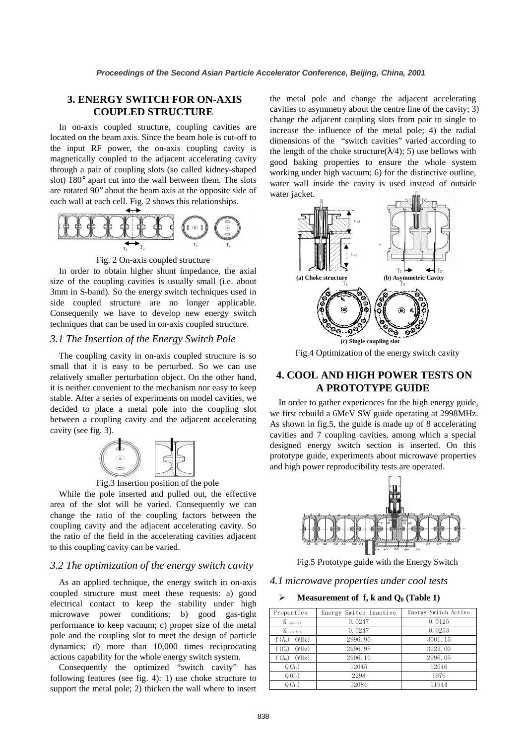## 3. ENERGY SWITCH FOR ON-AXIS COUPLED STRUCTURE

In on-axis coupled structure, coupling cavities are located on the beam axis. Since the beam hole is cut-off to the input RF power, the on-axis coupling cavity is magnetically coupled to the adjacent accelerating cavity through a pair of coupling slots (so called kidney-shaped slot) 180° apart cut into the wall between them. The slots are rotated 90° about the beam axis at the opposite side of each wall at each cell. Fig. 2 shows this relationships.

Fig. 2 On-axis coupled structure

In order to obtain higher shunt impedance, the axial size of the coupling cavities is usually small (i.e. about 3mm in S-band). So the energy switch techniques used in side coupled structure are no longer applicable. Consequently we have to develop new energy switch techniques that can be used in on-axis coupled structure.

### *3.1 The Insertion of the Energy Switch Pole*

The coupling cavity in on-axis coupled structure is so small that it is easy to be perturbed. So we can use relatively smaller perturbation object. On the other hand, it is neither convenient to the mechanism nor easy to keep stable. After a series of experiments on model cavities, we decided to place a metal pole into the coupling slot between a coupling cavity and the adjacent accelerating cavity (see fig. 3).

Fig.3 Insertion position of the pole

While the pole inserted and pulled out, the effective area of the slot will be varied. Consequently we can change the ratio of the coupling factors between the coupling cavity and the adjacent accelerating cavity. So the ratio of the field in the accelerating cavities adjacent to this coupling cavity can be varied.

### *3.2 The optimization of the energy switch cavity*

As an applied technique, the energy switch in on-axis coupled structure must meet these requests: a) good electrical contact to keep the stability under high microwave power conditions; b) good gas-tight performance to keep vacuum; c) proper size of the metal pole and the coupling slot to meet the design of particle dynamics; d) more than 10,000 times reciprocating actions capability for the whole energy switch system.

Consequently the optimized "switch cavity" has following features (see fig. 4): 1) use choke structure to support the metal pole; 2) thicken the wall where to insert the metal pole and change the adjacent accelerating cavities to asymmetry about the centre line of the cavity; 3) change the adjacent coupling slots from pair to single to increase the influence of the metal pole; 4) the radial dimensions of the "switch cavities" varied according to the length of the choke structure($\lambda/4$); 5) use bellows with good baking properties to ensure the whole system working under high vacuum; 6) for the distinctive outline, water wall inside the cavity is used instead of outside water jacket.

(a) Choke structure (b) Asymmetric Cavity

(c) Single coupling slot

Fig.4 Optimization of the energy switch cavity

## 4. COOL AND HIGH POWER TESTS ON A PROTOTYPE GUIDE

In order to gather experiences for the high energy guide, we first rebuild a 6MeV SW guide operating at 2998MHz. As shown in fig.5, the guide is made up of 8 accelerating cavities and 7 coupling cavities, among which a special designed energy switch section is inserted. On this prototype guide, experiments about microwave properties and high power reproducibility tests are operated.

Fig.5 Prototype guide with the Energy Switch

### *4.1 microwave properties under cool tests*

- **Measurement of f, k and $Q_0$ (Table 1)**

| Properties | Energy Switch Inactive | Energy Switch Active |
|---|---|---|
| $K_{(A5-C5)}$ | 0.0247 | 0.0125 |
| $K_{(c5-A6)}$ | 0.0247 | 0.0253 |
| $f(A_5)$ (MHz) | 2996.90 | 3001.15 |
| $f(C_5)$ (MHz) | 2996.95 | 3022.00 |
| $f(A_6)$ (MHz) | 2996.10 | 2996.05 |
| $Q(A_5)$ | 12045 | 12046 |
| $Q(C_5)$ | 2298 | 1976 |
| $Q(A_6)$ | 12084 | 11944 |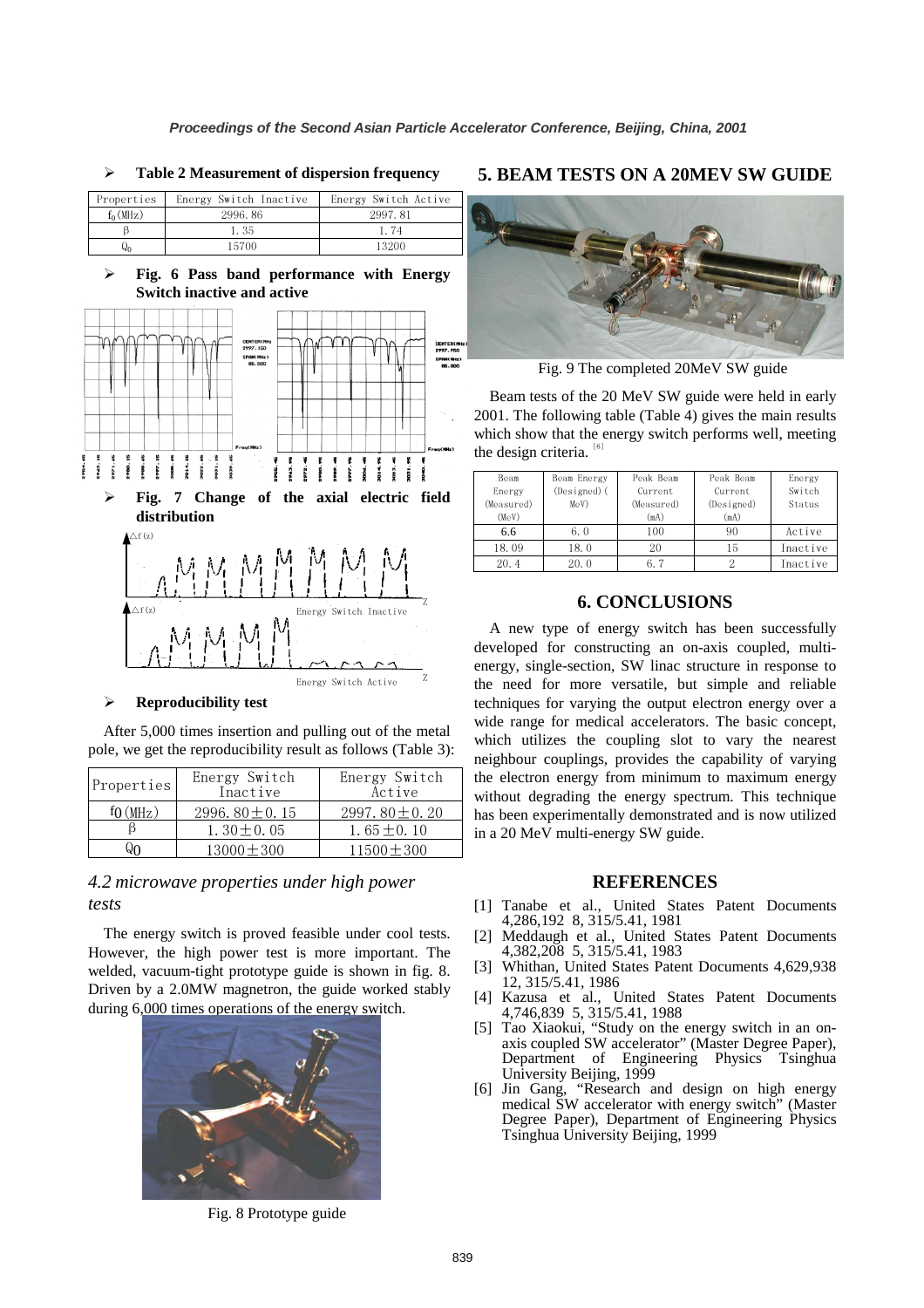- **Table 2 Measurement of dispersion frequency**

| Properties | Energy Switch Inactive | Energy Switch Active |
|---|---|---|
| $f_0$(MHz) | 2996.86 | 2997.81 |
| β | 1.35 | 1.74 |
| $Q_0$ | 15700 | 13200 |

- **Fig. 6 Pass band performance with Energy Switch inactive and active**

- **Fig. 7 Change of the axial electric field distribution**

△f(z)

△f(z)

Energy Switch Inactive

Z

Energy Switch Active

Z

- **Reproducibility test**

After 5,000 times insertion and pulling out of the metal pole, we get the reproducibility result as follows (Table 3):

| Properties | Energy Switch Inactive | Energy Switch Active |
|---|---|---|
| $f_0$(MHz) | 2996.80±0.15 | 2997.80±0.20 |
| β | 1.30±0.05 | 1.65±0.10 |
| $Q_0$ | 13000±300 | 11500±300 |

### *4.2 microwave properties under high power tests*

The energy switch is proved feasible under cool tests. However, the high power test is more important. The welded, vacuum-tight prototype guide is shown in fig. 8. Driven by a 2.0MW magnetron, the guide worked stably during 6,000 times operations of the energy switch.

Fig. 8 Prototype guide

## 5. BEAM TESTS ON A 20MEV SW GUIDE

Fig. 9 The completed 20MeV SW guide

Beam tests of the 20 MeV SW guide were held in early 2001. The following table (Table 4) gives the main results which show that the energy switch performs well, meeting the design criteria. [6]

| Beam Energy (Measured) (MeV) | Beam Energy (Designed) (MeV) | Peak Beam Current (Measured) (mA) | Peak Beam Current (Designed) (mA) | Energy Switch Status |
|---|---|---|---|---|
| 6.6 | 6.0 | 100 | 90 | Active |
| 18.09 | 18.0 | 20 | 15 | Inactive |
| 20.4 | 20.0 | 6.7 | 2 | Inactive |

## 6. CONCLUSIONS

A new type of energy switch has been successfully developed for constructing an on-axis coupled, multi-energy, single-section, SW linac structure in response to the need for more versatile, but simple and reliable techniques for varying the output electron energy over a wide range for medical accelerators. The basic concept, which utilizes the coupling slot to vary the nearest neighbour couplings, provides the capability of varying the electron energy from minimum to maximum energy without degrading the energy spectrum. This technique has been experimentally demonstrated and is now utilized in a 20 MeV multi-energy SW guide.

## REFERENCES

[1] Tanabe et al., United States Patent Documents 4,286,192 8, 315/5.41, 1981

[2] Meddaugh et al., United States Patent Documents 4,382,208 5, 315/5.41, 1983

[3] Whithan, United States Patent Documents 4,629,938 12, 315/5.41, 1986

[4] Kazusa et al., United States Patent Documents 4,746,839 5, 315/5.41, 1988

[5] Tao Xiaokui, "Study on the energy switch in an on-axis coupled SW accelerator" (Master Degree Paper), Department of Engineering Physics Tsinghua University Beijing, 1999

[6] Jin Gang, "Research and design on high energy medical SW accelerator with energy switch" (Master Degree Paper), Department of Engineering Physics Tsinghua University Beijing, 1999